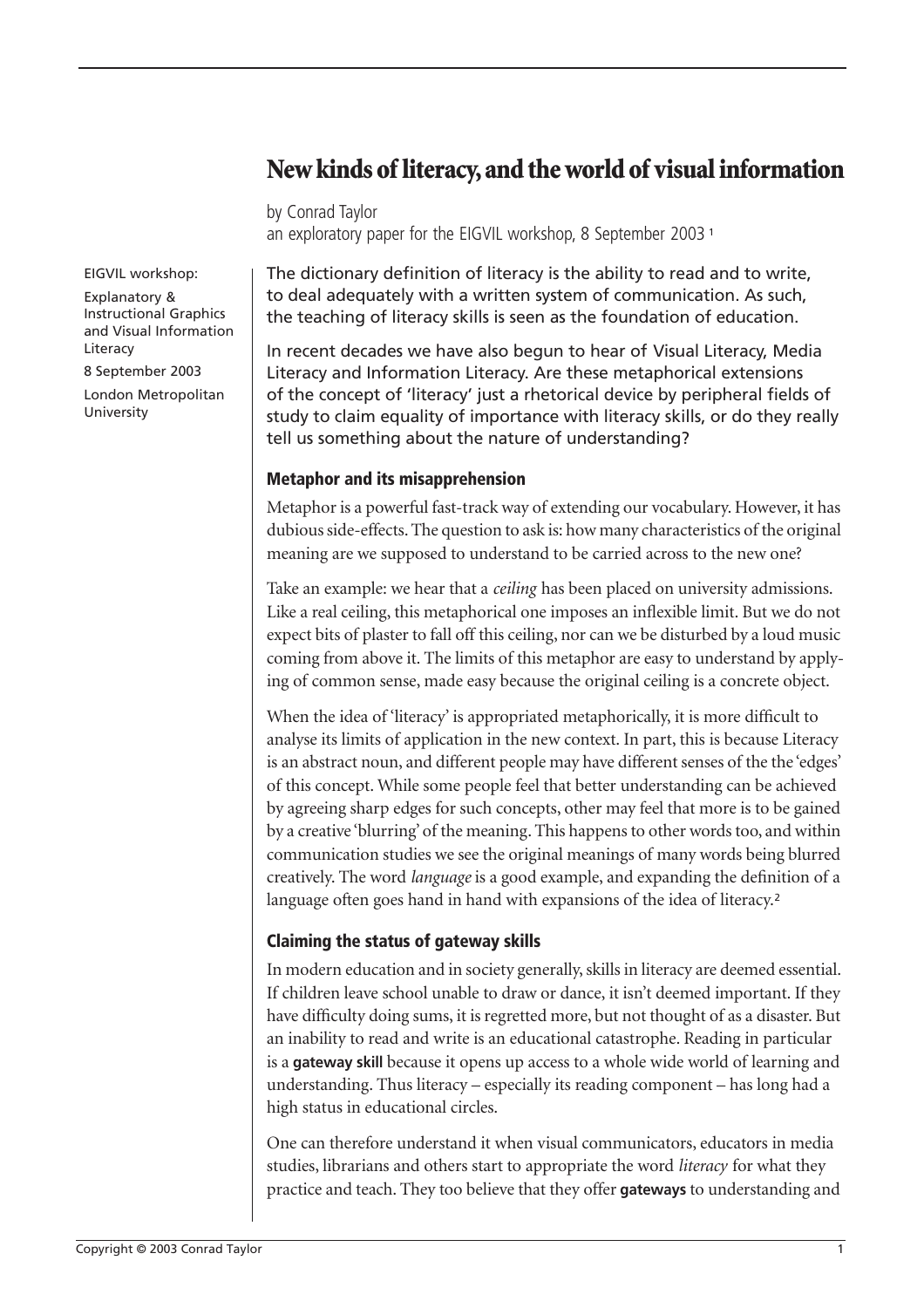# New kinds of literacy, and the world of visual information

by Conrad Taylor
an exploratory paper for the EIGVIL workshop, 8 September 2003 [1]

EIGVIL workshop:

Explanatory & Instructional Graphics and Visual Information Literacy

8 September 2003

London Metropolitan University

The dictionary definition of literacy is the ability to read and to write, to deal adequately with a written system of communication. As such, the teaching of literacy skills is seen as the foundation of education.

In recent decades we have also begun to hear of Visual Literacy, Media Literacy and Information Literacy. Are these metaphorical extensions of the concept of 'literacy' just a rhetorical device by peripheral fields of study to claim equality of importance with literacy skills, or do they really tell us something about the nature of understanding?

### Metaphor and its misapprehension

Metaphor is a powerful fast-track way of extending our vocabulary. However, it has dubious side-effects. The question to ask is: how many characteristics of the original meaning are we supposed to understand to be carried across to the new one?

Take an example: we hear that a *ceiling* has been placed on university admissions. Like a real ceiling, this metaphorical one imposes an inflexible limit. But we do not expect bits of plaster to fall off this ceiling, nor can we be disturbed by a loud music coming from above it. The limits of this metaphor are easy to understand by applying of common sense, made easy because the original ceiling is a concrete object.

When the idea of 'literacy' is appropriated metaphorically, it is more difficult to analyse its limits of application in the new context. In part, this is because Literacy is an abstract noun, and different people may have different senses of the the 'edges' of this concept. While some people feel that better understanding can be achieved by agreeing sharp edges for such concepts, other may feel that more is to be gained by a creative 'blurring' of the meaning. This happens to other words too, and within communication studies we see the original meanings of many words being blurred creatively. The word *language* is a good example, and expanding the definition of a language often goes hand in hand with expansions of the idea of literacy.[2]

### Claiming the status of gateway skills

In modern education and in society generally, skills in literacy are deemed essential. If children leave school unable to draw or dance, it isn't deemed important. If they have difficulty doing sums, it is regretted more, but not thought of as a disaster. But an inability to read and write is an educational catastrophe. Reading in particular is a **gateway skill** because it opens up access to a whole wide world of learning and understanding. Thus literacy – especially its reading component – has long had a high status in educational circles.

One can therefore understand it when visual communicators, educators in media studies, librarians and others start to appropriate the word *literacy* for what they practice and teach. They too believe that they offer **gateways** to understanding and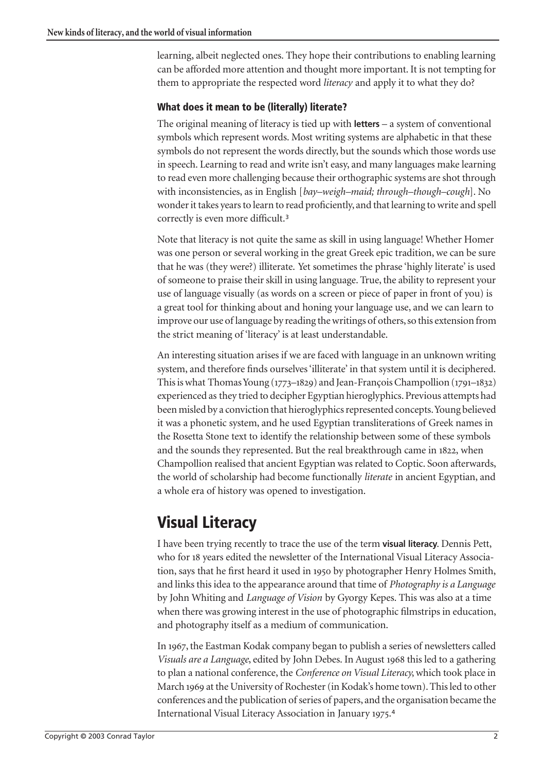learning, albeit neglected ones. They hope their contributions to enabling learning can be afforded more attention and thought more important. It is not tempting for them to appropriate the respected word *literacy* and apply it to what they do?

### What does it mean to be (literally) literate?

The original meaning of literacy is tied up with **letters** – a system of conventional symbols which represent words. Most writing systems are alphabetic in that these symbols do not represent the words directly, but the sounds which those words use in speech. Learning to read and write isn't easy, and many languages make learning to read even more challenging because their orthographic systems are shot through with inconsistencies, as in English [*bay–weigh–maid; through–though–cough*]. No wonder it takes years to learn to read proficiently, and that learning to write and spell correctly is even more difficult.[3]

Note that literacy is not quite the same as skill in using language! Whether Homer was one person or several working in the great Greek epic tradition, we can be sure that he was (they were?) illiterate. Yet sometimes the phrase 'highly literate' is used of someone to praise their skill in using language. True, the ability to represent your use of language visually (as words on a screen or piece of paper in front of you) is a great tool for thinking about and honing your language use, and we can learn to improve our use of language by reading the writings of others, so this extension from the strict meaning of 'literacy' is at least understandable.

An interesting situation arises if we are faced with language in an unknown writing system, and therefore finds ourselves 'illiterate' in that system until it is deciphered. This is what Thomas Young (1773–1829) and Jean-François Champollion (1791–1832) experienced as they tried to decipher Egyptian hieroglyphics. Previous attempts had been misled by a conviction that hieroglyphics represented concepts. Young believed it was a phonetic system, and he used Egyptian transliterations of Greek names in the Rosetta Stone text to identify the relationship between some of these symbols and the sounds they represented. But the real breakthrough came in 1822, when Champollion realised that ancient Egyptian was related to Coptic. Soon afterwards, the world of scholarship had become functionally *literate* in ancient Egyptian, and a whole era of history was opened to investigation.

## Visual Literacy

I have been trying recently to trace the use of the term **visual literacy**. Dennis Pett, who for 18 years edited the newsletter of the International Visual Literacy Association, says that he first heard it used in 1950 by photographer Henry Holmes Smith, and links this idea to the appearance around that time of *Photography is a Language* by John Whiting and *Language of Vision* by Gyorgy Kepes. This was also at a time when there was growing interest in the use of photographic filmstrips in education, and photography itself as a medium of communication.

In 1967, the Eastman Kodak company began to publish a series of newsletters called *Visuals are a Language*, edited by John Debes. In August 1968 this led to a gathering to plan a national conference, the *Conference on Visual Literacy*, which took place in March 1969 at the University of Rochester (in Kodak's home town). This led to other conferences and the publication of series of papers, and the organisation became the International Visual Literacy Association in January 1975.[4]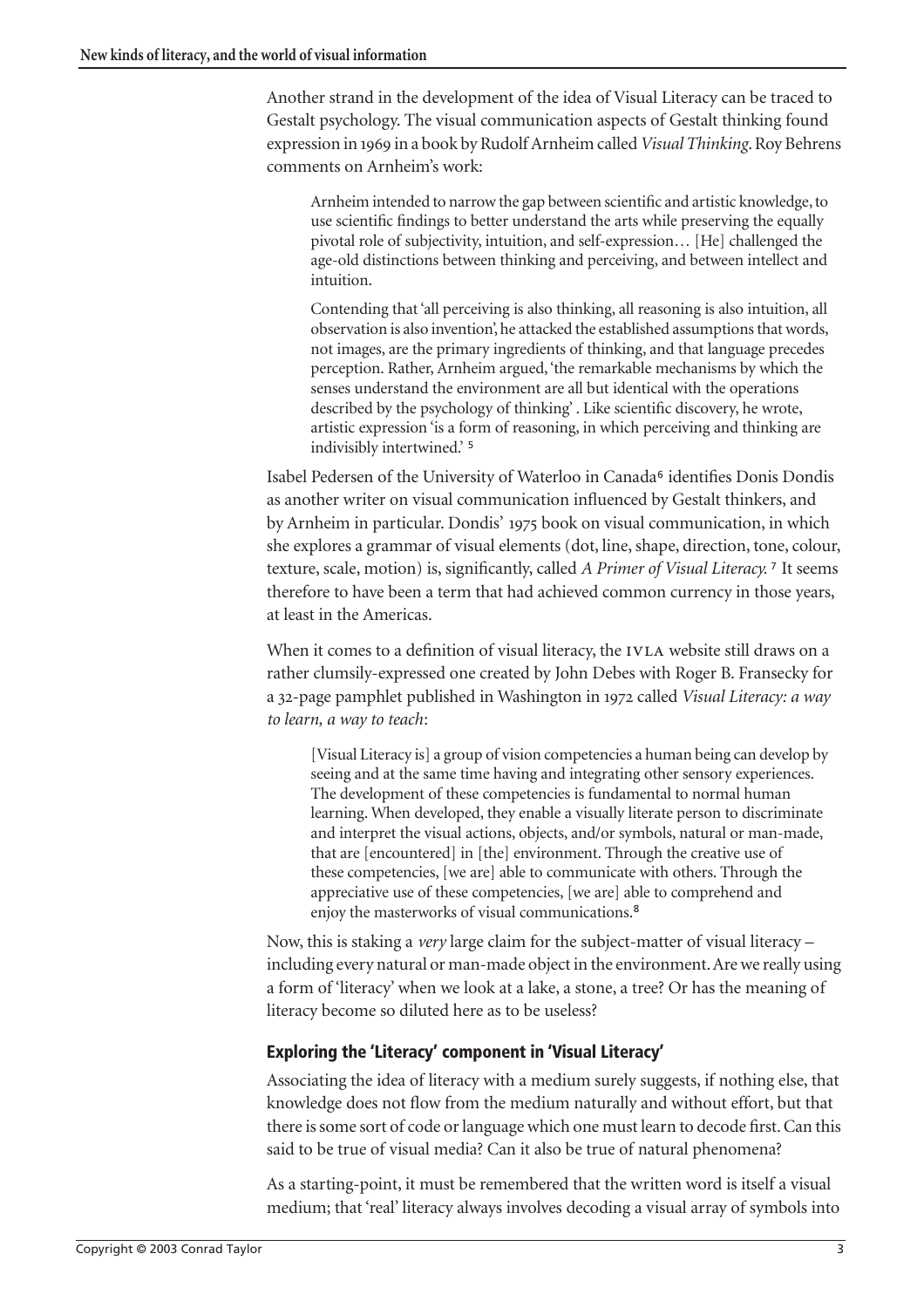Another strand in the development of the idea of Visual Literacy can be traced to Gestalt psychology. The visual communication aspects of Gestalt thinking found expression in 1969 in a book by Rudolf Arnheim called *Visual Thinking*. Roy Behrens comments on Arnheim's work:

> Arnheim intended to narrow the gap between scientific and artistic knowledge, to use scientific findings to better understand the arts while preserving the equally pivotal role of subjectivity, intuition, and self-expression… [He] challenged the age-old distinctions between thinking and perceiving, and between intellect and intuition.
>
> Contending that 'all perceiving is also thinking, all reasoning is also intuition, all observation is also invention', he attacked the established assumptions that words, not images, are the primary ingredients of thinking, and that language precedes perception. Rather, Arnheim argued, 'the remarkable mechanisms by which the senses understand the environment are all but identical with the operations described by the psychology of thinking'. Like scientific discovery, he wrote, artistic expression 'is a form of reasoning, in which perceiving and thinking are indivisibly intertwined.' [5]

Isabel Pedersen of the University of Waterloo in Canada[6] identifies Donis Dondis as another writer on visual communication influenced by Gestalt thinkers, and by Arnheim in particular. Dondis' 1975 book on visual communication, in which she explores a grammar of visual elements (dot, line, shape, direction, tone, colour, texture, scale, motion) is, significantly, called *A Primer of Visual Literacy.* [7] It seems therefore to have been a term that had achieved common currency in those years, at least in the Americas.

When it comes to a definition of visual literacy, the IVLA website still draws on a rather clumsily-expressed one created by John Debes with Roger B. Fransecky for a 32-page pamphlet published in Washington in 1972 called *Visual Literacy: a way to learn, a way to teach*:

> [Visual Literacy is] a group of vision competencies a human being can develop by seeing and at the same time having and integrating other sensory experiences. The development of these competencies is fundamental to normal human learning. When developed, they enable a visually literate person to discriminate and interpret the visual actions, objects, and/or symbols, natural or man-made, that are [encountered] in [the] environment. Through the creative use of these competencies, [we are] able to communicate with others. Through the appreciative use of these competencies, [we are] able to comprehend and enjoy the masterworks of visual communications.[8]

Now, this is staking a *very* large claim for the subject-matter of visual literacy – including every natural or man-made object in the environment. Are we really using a form of 'literacy' when we look at a lake, a stone, a tree? Or has the meaning of literacy become so diluted here as to be useless?

### Exploring the 'Literacy' component in 'Visual Literacy'

Associating the idea of literacy with a medium surely suggests, if nothing else, that knowledge does not flow from the medium naturally and without effort, but that there is some sort of code or language which one must learn to decode first. Can this said to be true of visual media? Can it also be true of natural phenomena?

As a starting-point, it must be remembered that the written word is itself a visual medium; that 'real' literacy always involves decoding a visual array of symbols into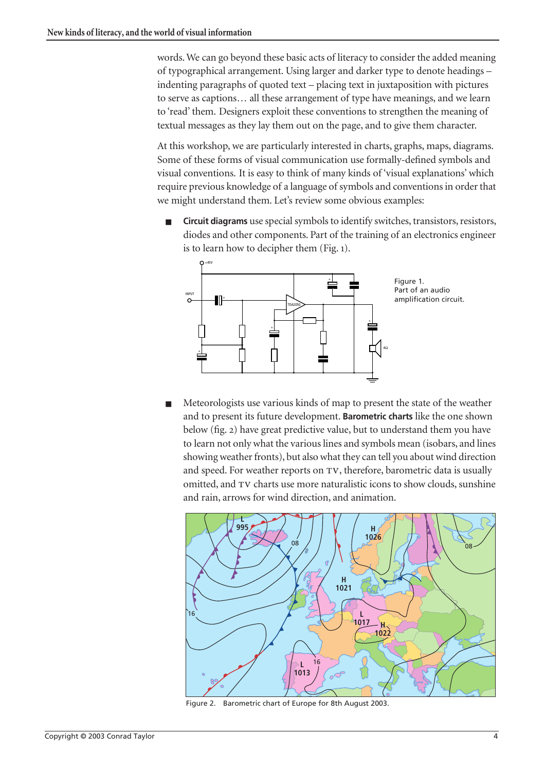words. We can go beyond these basic acts of literacy to consider the added meaning of typographical arrangement. Using larger and darker type to denote headings – indenting paragraphs of quoted text – placing text in juxtaposition with pictures to serve as captions… all these arrangement of type have meanings, and we learn to 'read' them. Designers exploit these conventions to strengthen the meaning of textual messages as they lay them out on the page, and to give them character.

At this workshop, we are particularly interested in charts, graphs, maps, diagrams. Some of these forms of visual communication use formally-defined symbols and visual conventions. It is easy to think of many kinds of 'visual explanations' which require previous knowledge of a language of symbols and conventions in order that we might understand them. Let's review some obvious examples:

- **Circuit diagrams** use special symbols to identify switches, transistors, resistors, diodes and other components. Part of the training of an electronics engineer is to learn how to decipher them (Fig. 1).

Figure 1. Part of an audio amplification circuit.

- Meteorologists use various kinds of map to present the state of the weather and to present its future development. **Barometric charts** like the one shown below (fig. 2) have great predictive value, but to understand them you have to learn not only what the various lines and symbols mean (isobars, and lines showing weather fronts), but also what they can tell you about wind direction and speed. For weather reports on TV, therefore, barometric data is usually omitted, and TV charts use more naturalistic icons to show clouds, sunshine and rain, arrows for wind direction, and animation.

Figure 2. Barometric chart of Europe for 8th August 2003.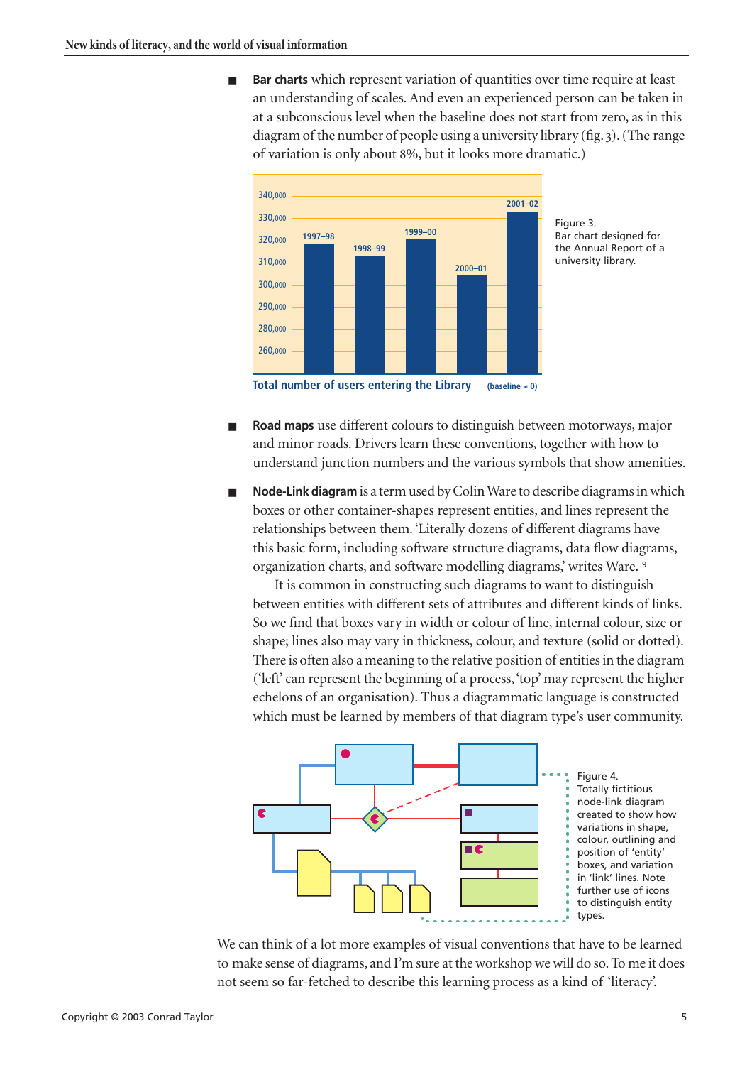- **Bar charts** which represent variation of quantities over time require at least an understanding of scales. And even an experienced person can be taken in at a subconscious level when the baseline does not start from zero, as in this diagram of the number of people using a university library (fig. 3). (The range of variation is only about 8%, but it looks more dramatic.)

Figure 3.
Bar chart designed for the Annual Report of a university library.

- **Road maps** use different colours to distinguish between motorways, major and minor roads. Drivers learn these conventions, together with how to understand junction numbers and the various symbols that show amenities.

- **Node-Link diagram** is a term used by Colin Ware to describe diagrams in which boxes or other container-shapes represent entities, and lines represent the relationships between them. 'Literally dozens of different diagrams have this basic form, including software structure diagrams, data flow diagrams, organization charts, and software modelling diagrams,' writes Ware. [9]

  It is common in constructing such diagrams to want to distinguish between entities with different sets of attributes and different kinds of links. So we find that boxes vary in width or colour of line, internal colour, size or shape; lines also may vary in thickness, colour, and texture (solid or dotted). There is often also a meaning to the relative position of entities in the diagram ('left' can represent the beginning of a process, 'top' may represent the higher echelons of an organisation). Thus a diagrammatic language is constructed which must be learned by members of that diagram type's user community.

Figure 4.
Totally fictitious node-link diagram created to show how variations in shape, colour, outlining and position of 'entity' boxes, and variation in 'link' lines. Note further use of icons to distinguish entity types.

We can think of a lot more examples of visual conventions that have to be learned to make sense of diagrams, and I'm sure at the workshop we will do so. To me it does not seem so far-fetched to describe this learning process as a kind of 'literacy'.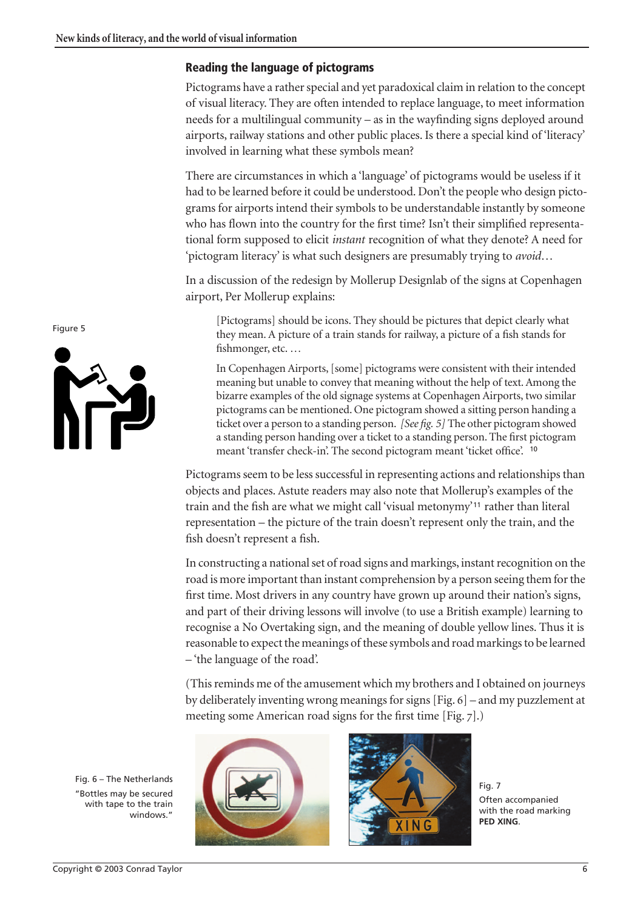## Reading the language of pictograms

Pictograms have a rather special and yet paradoxical claim in relation to the concept of visual literacy. They are often intended to replace language, to meet information needs for a multilingual community – as in the wayfinding signs deployed around airports, railway stations and other public places. Is there a special kind of 'literacy' involved in learning what these symbols mean?

There are circumstances in which a 'language' of pictograms would be useless if it had to be learned before it could be understood. Don't the people who design pictograms for airports intend their symbols to be understandable instantly by someone who has flown into the country for the first time? Isn't their simplified representational form supposed to elicit *instant* recognition of what they denote? A need for 'pictogram literacy' is what such designers are presumably trying to *avoid*…

In a discussion of the redesign by Mollerup Designlab of the signs at Copenhagen airport, Per Mollerup explains:

> [Pictograms] should be icons. They should be pictures that depict clearly what they mean. A picture of a train stands for railway, a picture of a fish stands for fishmonger, etc. …
>
> In Copenhagen Airports, [some] pictograms were consistent with their intended meaning but unable to convey that meaning without the help of text. Among the bizarre examples of the old signage systems at Copenhagen Airports, two similar pictograms can be mentioned. One pictogram showed a sitting person handing a ticket over a person to a standing person. *[See fig. 5]* The other pictogram showed a standing person handing over a ticket to a standing person. The first pictogram meant 'transfer check-in'. The second pictogram meant 'ticket office'. [10]

Figure 5

Pictograms seem to be less successful in representing actions and relationships than objects and places. Astute readers may also note that Mollerup's examples of the train and the fish are what we might call 'visual metonymy' [11] rather than literal representation – the picture of the train doesn't represent only the train, and the fish doesn't represent a fish.

In constructing a national set of road signs and markings, instant recognition on the road is more important than instant comprehension by a person seeing them for the first time. Most drivers in any country have grown up around their nation's signs, and part of their driving lessons will involve (to use a British example) learning to recognise a No Overtaking sign, and the meaning of double yellow lines. Thus it is reasonable to expect the meanings of these symbols and road markings to be learned – 'the language of the road'.

(This reminds me of the amusement which my brothers and I obtained on journeys by deliberately inventing wrong meanings for signs [Fig. 6] – and my puzzlement at meeting some American road signs for the first time [Fig. 7].)

Fig. 6 – The Netherlands
"Bottles may be secured with tape to the train windows."

Fig. 7
Often accompanied with the road marking **PED XING**.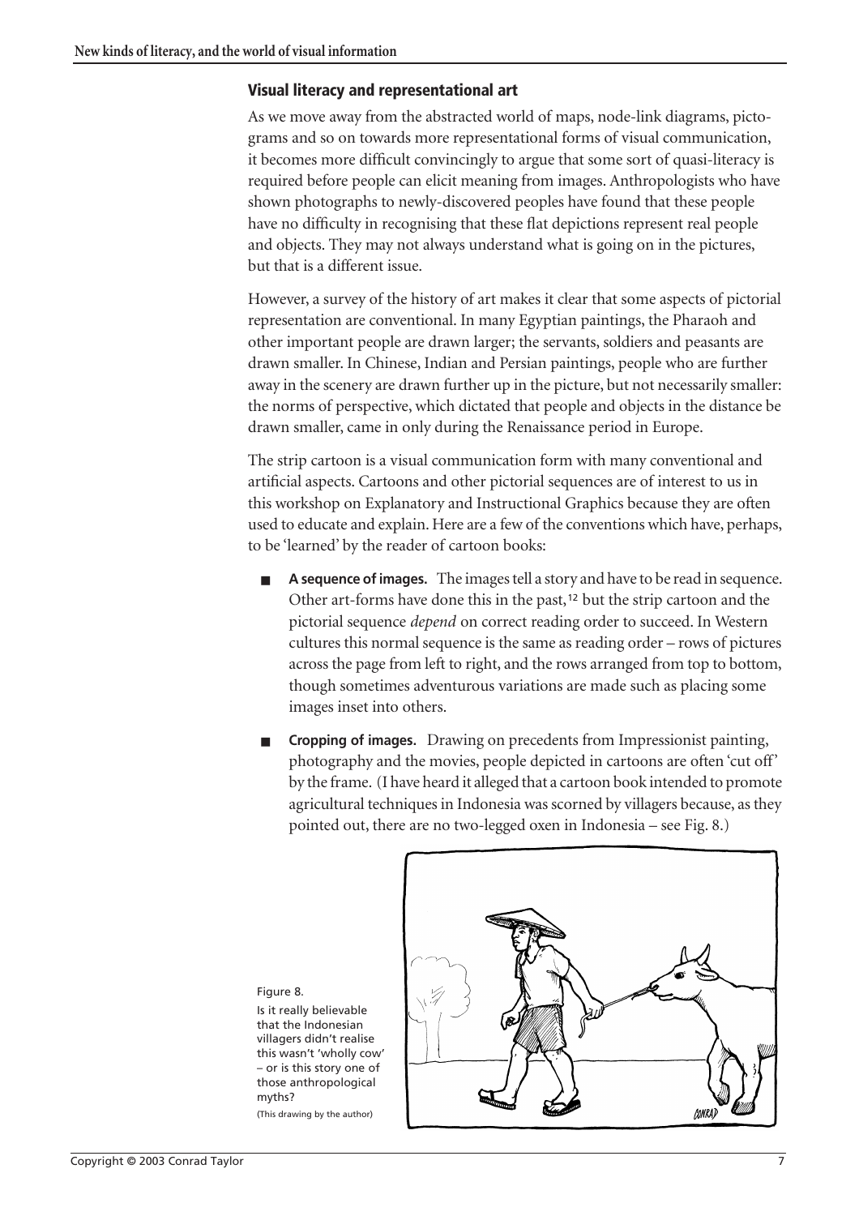## Visual literacy and representational art

As we move away from the abstracted world of maps, node-link diagrams, pictograms and so on towards more representational forms of visual communication, it becomes more difficult convincingly to argue that some sort of quasi-literacy is required before people can elicit meaning from images. Anthropologists who have shown photographs to newly-discovered peoples have found that these people have no difficulty in recognising that these flat depictions represent real people and objects. They may not always understand what is going on in the pictures, but that is a different issue.

However, a survey of the history of art makes it clear that some aspects of pictorial representation are conventional. In many Egyptian paintings, the Pharaoh and other important people are drawn larger; the servants, soldiers and peasants are drawn smaller. In Chinese, Indian and Persian paintings, people who are further away in the scenery are drawn further up in the picture, but not necessarily smaller: the norms of perspective, which dictated that people and objects in the distance be drawn smaller, came in only during the Renaissance period in Europe.

The strip cartoon is a visual communication form with many conventional and artificial aspects. Cartoons and other pictorial sequences are of interest to us in this workshop on Explanatory and Instructional Graphics because they are often used to educate and explain. Here are a few of the conventions which have, perhaps, to be 'learned' by the reader of cartoon books:

- **A sequence of images.** The images tell a story and have to be read in sequence. Other art-forms have done this in the past,[12] but the strip cartoon and the pictorial sequence *depend* on correct reading order to succeed. In Western cultures this normal sequence is the same as reading order – rows of pictures across the page from left to right, and the rows arranged from top to bottom, though sometimes adventurous variations are made such as placing some images inset into others.
- **Cropping of images.** Drawing on precedents from Impressionist painting, photography and the movies, people depicted in cartoons are often 'cut off' by the frame. (I have heard it alleged that a cartoon book intended to promote agricultural techniques in Indonesia was scorned by villagers because, as they pointed out, there are no two-legged oxen in Indonesia – see Fig. 8.)

Figure 8.
Is it really believable that the Indonesian villagers didn't realise this wasn't 'wholly cow' – or is this story one of those anthropological myths?
(This drawing by the author)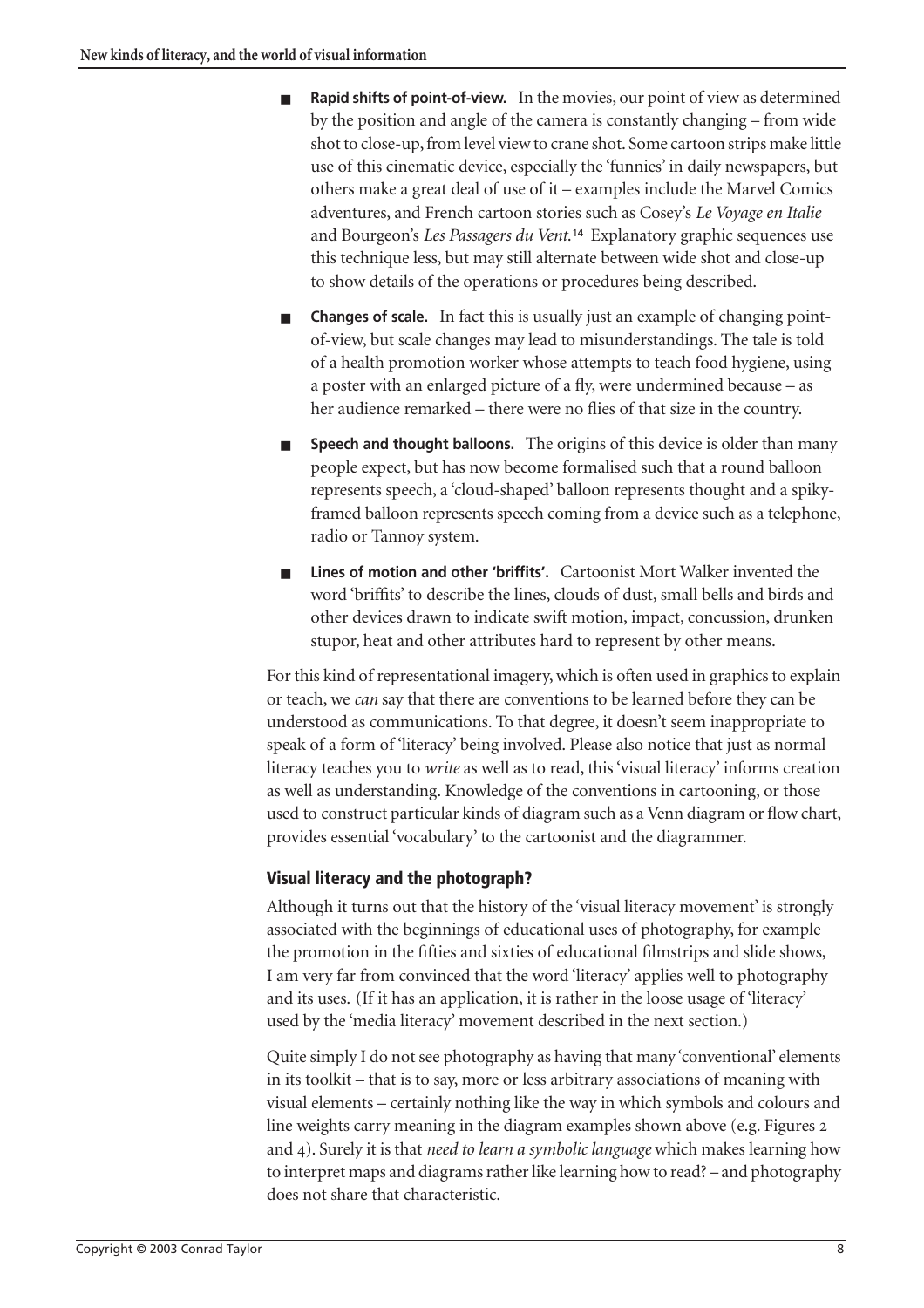- **Rapid shifts of point-of-view.** In the movies, our point of view as determined by the position and angle of the camera is constantly changing – from wide shot to close-up, from level view to crane shot. Some cartoon strips make little use of this cinematic device, especially the 'funnies' in daily newspapers, but others make a great deal of use of it – examples include the Marvel Comics adventures, and French cartoon stories such as Cosey's *Le Voyage en Italie* and Bourgeon's *Les Passagers du Vent*.[14] Explanatory graphic sequences use this technique less, but may still alternate between wide shot and close-up to show details of the operations or procedures being described.

- **Changes of scale.** In fact this is usually just an example of changing point-of-view, but scale changes may lead to misunderstandings. The tale is told of a health promotion worker whose attempts to teach food hygiene, using a poster with an enlarged picture of a fly, were undermined because – as her audience remarked – there were no flies of that size in the country.

- **Speech and thought balloons.** The origins of this device is older than many people expect, but has now become formalised such that a round balloon represents speech, a 'cloud-shaped' balloon represents thought and a spiky-framed balloon represents speech coming from a device such as a telephone, radio or Tannoy system.

- **Lines of motion and other 'briffits'.** Cartoonist Mort Walker invented the word 'briffits' to describe the lines, clouds of dust, small bells and birds and other devices drawn to indicate swift motion, impact, concussion, drunken stupor, heat and other attributes hard to represent by other means.

For this kind of representational imagery, which is often used in graphics to explain or teach, we *can* say that there are conventions to be learned before they can be understood as communications. To that degree, it doesn't seem inappropriate to speak of a form of 'literacy' being involved. Please also notice that just as normal literacy teaches you to *write* as well as to read, this 'visual literacy' informs creation as well as understanding. Knowledge of the conventions in cartooning, or those used to construct particular kinds of diagram such as a Venn diagram or flow chart, provides essential 'vocabulary' to the cartoonist and the diagrammer.

### Visual literacy and the photograph?

Although it turns out that the history of the 'visual literacy movement' is strongly associated with the beginnings of educational uses of photography, for example the promotion in the fifties and sixties of educational filmstrips and slide shows, I am very far from convinced that the word 'literacy' applies well to photography and its uses. (If it has an application, it is rather in the loose usage of 'literacy' used by the 'media literacy' movement described in the next section.)

Quite simply I do not see photography as having that many 'conventional' elements in its toolkit – that is to say, more or less arbitrary associations of meaning with visual elements – certainly nothing like the way in which symbols and colours and line weights carry meaning in the diagram examples shown above (e.g. Figures 2 and 4). Surely it is that *need to learn a symbolic language* which makes learning how to interpret maps and diagrams rather like learning how to read? – and photography does not share that characteristic.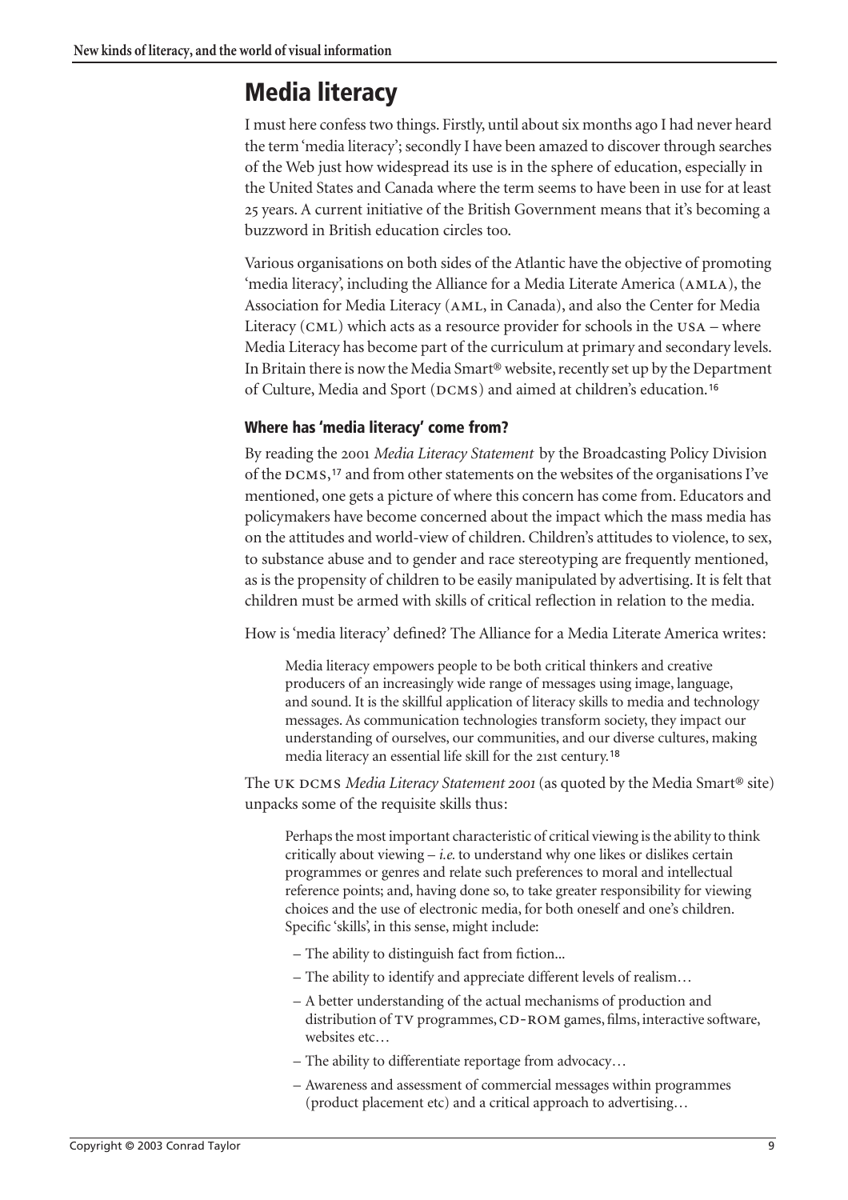## Media literacy

I must here confess two things. Firstly, until about six months ago I had never heard the term 'media literacy'; secondly I have been amazed to discover through searches of the Web just how widespread its use is in the sphere of education, especially in the United States and Canada where the term seems to have been in use for at least 25 years. A current initiative of the British Government means that it's becoming a buzzword in British education circles too.

Various organisations on both sides of the Atlantic have the objective of promoting 'media literacy', including the Alliance for a Media Literate America (AMLA), the Association for Media Literacy (AML, in Canada), and also the Center for Media Literacy (CML) which acts as a resource provider for schools in the USA – where Media Literacy has become part of the curriculum at primary and secondary levels. In Britain there is now the Media Smart® website, recently set up by the Department of Culture, Media and Sport (DCMS) and aimed at children's education.[16]

### Where has 'media literacy' come from?

By reading the 2001 *Media Literacy Statement* by the Broadcasting Policy Division of the DCMS,[17] and from other statements on the websites of the organisations I've mentioned, one gets a picture of where this concern has come from. Educators and policymakers have become concerned about the impact which the mass media has on the attitudes and world-view of children. Children's attitudes to violence, to sex, to substance abuse and to gender and race stereotyping are frequently mentioned, as is the propensity of children to be easily manipulated by advertising. It is felt that children must be armed with skills of critical reflection in relation to the media.

How is 'media literacy' defined? The Alliance for a Media Literate America writes:

> Media literacy empowers people to be both critical thinkers and creative producers of an increasingly wide range of messages using image, language, and sound. It is the skillful application of literacy skills to media and technology messages. As communication technologies transform society, they impact our understanding of ourselves, our communities, and our diverse cultures, making media literacy an essential life skill for the 21st century.[18]

The UK DCMS *Media Literacy Statement 2001* (as quoted by the Media Smart® site) unpacks some of the requisite skills thus:

> Perhaps the most important characteristic of critical viewing is the ability to think critically about viewing – *i.e.* to understand why one likes or dislikes certain programmes or genres and relate such preferences to moral and intellectual reference points; and, having done so, to take greater responsibility for viewing choices and the use of electronic media, for both oneself and one's children. Specific 'skills', in this sense, might include:
>
> – The ability to distinguish fact from fiction...
>
> – The ability to identify and appreciate different levels of realism…
>
> – A better understanding of the actual mechanisms of production and distribution of TV programmes, CD-ROM games, films, interactive software, websites etc…
>
> – The ability to differentiate reportage from advocacy…
>
> – Awareness and assessment of commercial messages within programmes (product placement etc) and a critical approach to advertising…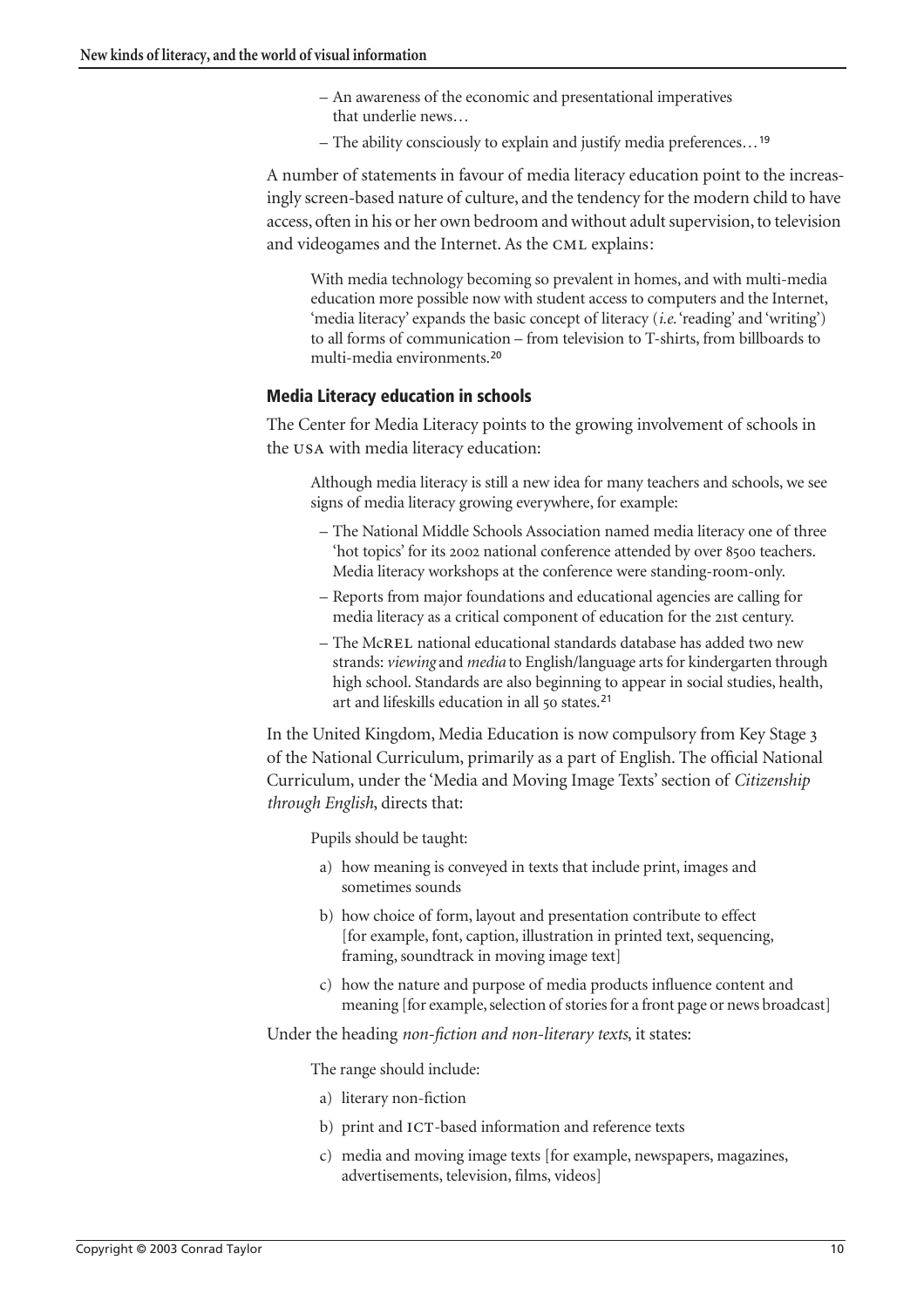– An awareness of the economic and presentational imperatives that underlie news…

– The ability consciously to explain and justify media preferences…[19]

A number of statements in favour of media literacy education point to the increasingly screen-based nature of culture, and the tendency for the modern child to have access, often in his or her own bedroom and without adult supervision, to television and videogames and the Internet. As the CML explains:

> With media technology becoming so prevalent in homes, and with multi-media education more possible now with student access to computers and the Internet, 'media literacy' expands the basic concept of literacy (*i.e.* 'reading' and 'writing') to all forms of communication – from television to T-shirts, from billboards to multi-media environments.[20]

### Media Literacy education in schools

The Center for Media Literacy points to the growing involvement of schools in the USA with media literacy education:

> Although media literacy is still a new idea for many teachers and schools, we see signs of media literacy growing everywhere, for example:
>
> – The National Middle Schools Association named media literacy one of three 'hot topics' for its 2002 national conference attended by over 8500 teachers. Media literacy workshops at the conference were standing-room-only.
>
> – Reports from major foundations and educational agencies are calling for media literacy as a critical component of education for the 21st century.
>
> – The McREL national educational standards database has added two new strands: *viewing* and *media* to English/language arts for kindergarten through high school. Standards are also beginning to appear in social studies, health, art and lifeskills education in all 50 states.[21]

In the United Kingdom, Media Education is now compulsory from Key Stage 3 of the National Curriculum, primarily as a part of English. The official National Curriculum, under the 'Media and Moving Image Texts' section of *Citizenship through English*, directs that:

> Pupils should be taught:
>
> a) how meaning is conveyed in texts that include print, images and sometimes sounds
>
> b) how choice of form, layout and presentation contribute to effect [for example, font, caption, illustration in printed text, sequencing, framing, soundtrack in moving image text]
>
> c) how the nature and purpose of media products influence content and meaning [for example, selection of stories for a front page or news broadcast]

Under the heading *non-fiction and non-literary texts*, it states:

> The range should include:
>
> a) literary non-fiction
>
> b) print and ICT-based information and reference texts
>
> c) media and moving image texts [for example, newspapers, magazines, advertisements, television, films, videos]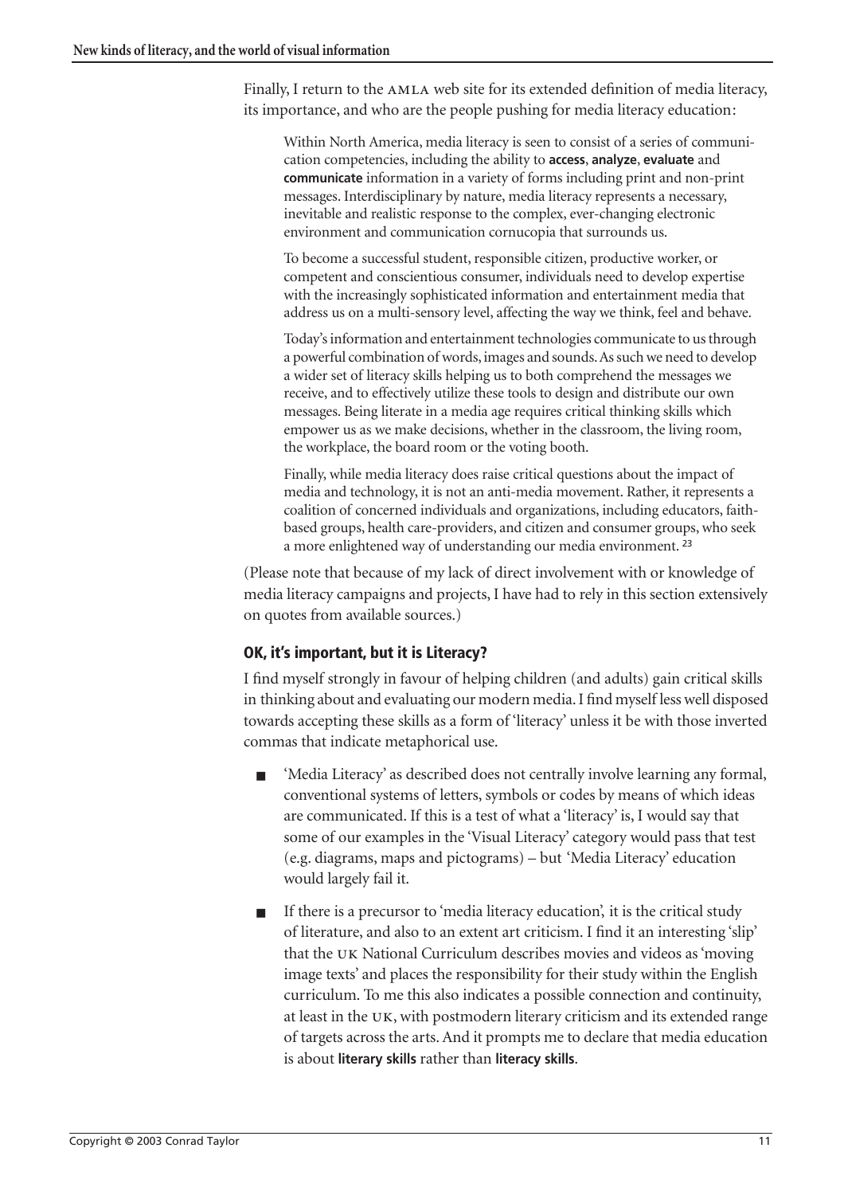Finally, I return to the AMLA web site for its extended definition of media literacy, its importance, and who are the people pushing for media literacy education:

> Within North America, media literacy is seen to consist of a series of communication competencies, including the ability to **access**, **analyze**, **evaluate** and **communicate** information in a variety of forms including print and non-print messages. Interdisciplinary by nature, media literacy represents a necessary, inevitable and realistic response to the complex, ever-changing electronic environment and communication cornucopia that surrounds us.
>
> To become a successful student, responsible citizen, productive worker, or competent and conscientious consumer, individuals need to develop expertise with the increasingly sophisticated information and entertainment media that address us on a multi-sensory level, affecting the way we think, feel and behave.
>
> Today's information and entertainment technologies communicate to us through a powerful combination of words, images and sounds. As such we need to develop a wider set of literacy skills helping us to both comprehend the messages we receive, and to effectively utilize these tools to design and distribute our own messages. Being literate in a media age requires critical thinking skills which empower us as we make decisions, whether in the classroom, the living room, the workplace, the board room or the voting booth.
>
> Finally, while media literacy does raise critical questions about the impact of media and technology, it is not an anti-media movement. Rather, it represents a coalition of concerned individuals and organizations, including educators, faith-based groups, health care-providers, and citizen and consumer groups, who seek a more enlightened way of understanding our media environment. [23]

(Please note that because of my lack of direct involvement with or knowledge of media literacy campaigns and projects, I have had to rely in this section extensively on quotes from available sources.)

### OK, it's important, but it is Literacy?

I find myself strongly in favour of helping children (and adults) gain critical skills in thinking about and evaluating our modern media. I find myself less well disposed towards accepting these skills as a form of 'literacy' unless it be with those inverted commas that indicate metaphorical use.

- 'Media Literacy' as described does not centrally involve learning any formal, conventional systems of letters, symbols or codes by means of which ideas are communicated. If this is a test of what a 'literacy' is, I would say that some of our examples in the 'Visual Literacy' category would pass that test (e.g. diagrams, maps and pictograms) – but 'Media Literacy' education would largely fail it.
- If there is a precursor to 'media literacy education', it is the critical study of literature, and also to an extent art criticism. I find it an interesting 'slip' that the UK National Curriculum describes movies and videos as 'moving image texts' and places the responsibility for their study within the English curriculum. To me this also indicates a possible connection and continuity, at least in the UK, with postmodern literary criticism and its extended range of targets across the arts. And it prompts me to declare that media education is about **literary skills** rather than **literacy skills**.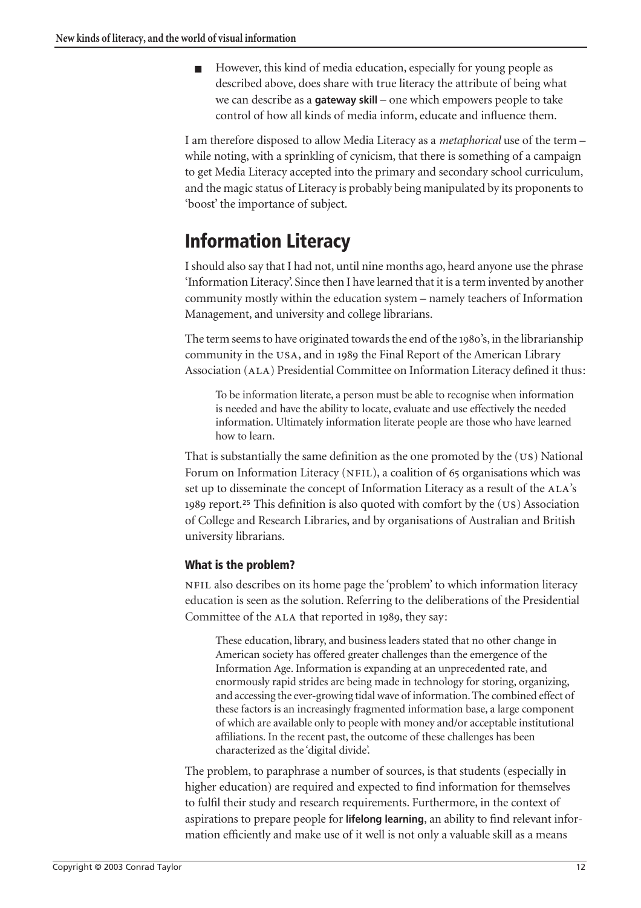- However, this kind of media education, especially for young people as described above, does share with true literacy the attribute of being what we can describe as a **gateway skill** – one which empowers people to take control of how all kinds of media inform, educate and influence them.

I am therefore disposed to allow Media Literacy as a *metaphorical* use of the term – while noting, with a sprinkling of cynicism, that there is something of a campaign to get Media Literacy accepted into the primary and secondary school curriculum, and the magic status of Literacy is probably being manipulated by its proponents to 'boost' the importance of subject.

## Information Literacy

I should also say that I had not, until nine months ago, heard anyone use the phrase 'Information Literacy'. Since then I have learned that it is a term invented by another community mostly within the education system – namely teachers of Information Management, and university and college librarians.

The term seems to have originated towards the end of the 1980's, in the librarianship community in the USA, and in 1989 the Final Report of the American Library Association (ALA) Presidential Committee on Information Literacy defined it thus:

> To be information literate, a person must be able to recognise when information is needed and have the ability to locate, evaluate and use effectively the needed information. Ultimately information literate people are those who have learned how to learn.

That is substantially the same definition as the one promoted by the (US) National Forum on Information Literacy (NFIL), a coalition of 65 organisations which was set up to disseminate the concept of Information Literacy as a result of the ALA's 1989 report.[25] This definition is also quoted with comfort by the (US) Association of College and Research Libraries, and by organisations of Australian and British university librarians.

### What is the problem?

NFIL also describes on its home page the 'problem' to which information literacy education is seen as the solution. Referring to the deliberations of the Presidential Committee of the ALA that reported in 1989, they say:

> These education, library, and business leaders stated that no other change in American society has offered greater challenges than the emergence of the Information Age. Information is expanding at an unprecedented rate, and enormously rapid strides are being made in technology for storing, organizing, and accessing the ever-growing tidal wave of information. The combined effect of these factors is an increasingly fragmented information base, a large component of which are available only to people with money and/or acceptable institutional affiliations. In the recent past, the outcome of these challenges has been characterized as the 'digital divide'.

The problem, to paraphrase a number of sources, is that students (especially in higher education) are required and expected to find information for themselves to fulfil their study and research requirements. Furthermore, in the context of aspirations to prepare people for **lifelong learning**, an ability to find relevant information efficiently and make use of it well is not only a valuable skill as a means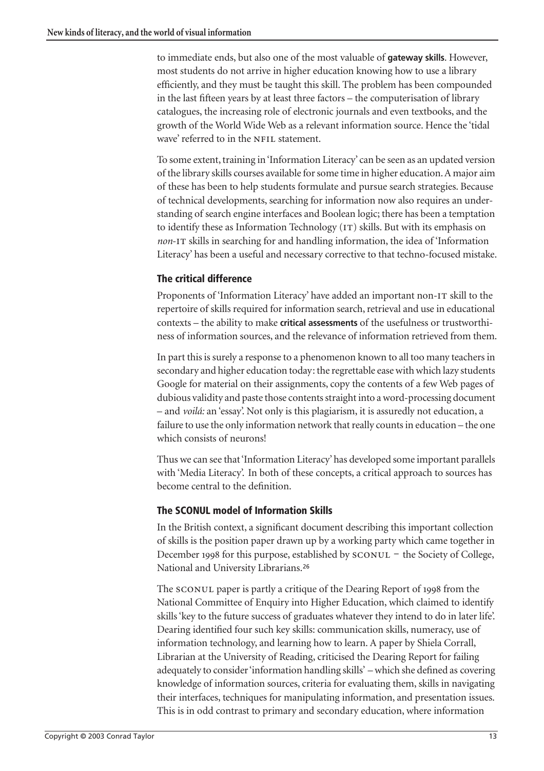to immediate ends, but also one of the most valuable of **gateway skills**. However, most students do not arrive in higher education knowing how to use a library efficiently, and they must be taught this skill. The problem has been compounded in the last fifteen years by at least three factors – the computerisation of library catalogues, the increasing role of electronic journals and even textbooks, and the growth of the World Wide Web as a relevant information source. Hence the 'tidal wave' referred to in the NFIL statement.

To some extent, training in 'Information Literacy' can be seen as an updated version of the library skills courses available for some time in higher education. A major aim of these has been to help students formulate and pursue search strategies. Because of technical developments, searching for information now also requires an understanding of search engine interfaces and Boolean logic; there has been a temptation to identify these as Information Technology (IT) skills. But with its emphasis on *non*-IT skills in searching for and handling information, the idea of 'Information Literacy' has been a useful and necessary corrective to that techno-focused mistake.

### The critical difference

Proponents of 'Information Literacy' have added an important non-IT skill to the repertoire of skills required for information search, retrieval and use in educational contexts – the ability to make **critical assessments** of the usefulness or trustworthiness of information sources, and the relevance of information retrieved from them.

In part this is surely a response to a phenomenon known to all too many teachers in secondary and higher education today: the regrettable ease with which lazy students Google for material on their assignments, copy the contents of a few Web pages of dubious validity and paste those contents straight into a word-processing document – and *voilá:* an 'essay'. Not only is this plagiarism, it is assuredly not education, a failure to use the only information network that really counts in education – the one which consists of neurons!

Thus we can see that 'Information Literacy' has developed some important parallels with 'Media Literacy'. In both of these concepts, a critical approach to sources has become central to the definition.

### The SCONUL model of Information Skills

In the British context, a significant document describing this important collection of skills is the position paper drawn up by a working party which came together in December 1998 for this purpose, established by SCONUL – the Society of College, National and University Librarians.[26]

The SCONUL paper is partly a critique of the Dearing Report of 1998 from the National Committee of Enquiry into Higher Education, which claimed to identify skills 'key to the future success of graduates whatever they intend to do in later life'. Dearing identified four such key skills: communication skills, numeracy, use of information technology, and learning how to learn. A paper by Shiela Corrall, Librarian at the University of Reading, criticised the Dearing Report for failing adequately to consider 'information handling skills' – which she defined as covering knowledge of information sources, criteria for evaluating them, skills in navigating their interfaces, techniques for manipulating information, and presentation issues. This is in odd contrast to primary and secondary education, where information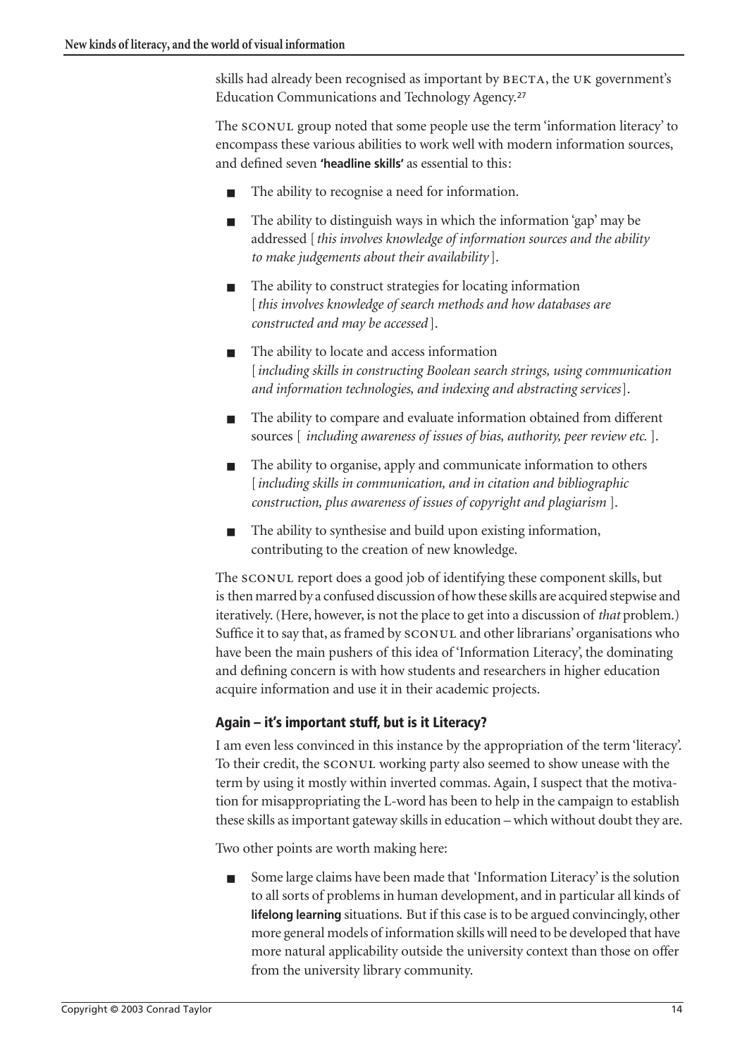skills had already been recognised as important by BECTA, the UK government's Education Communications and Technology Agency.[27]

The SCONUL group noted that some people use the term 'information literacy' to encompass these various abilities to work well with modern information sources, and defined seven **'headline skills'** as essential to this:

- The ability to recognise a need for information.
- The ability to distinguish ways in which the information 'gap' may be addressed [ *this involves knowledge of information sources and the ability to make judgements about their availability* ].
- The ability to construct strategies for locating information [ *this involves knowledge of search methods and how databases are constructed and may be accessed* ].
- The ability to locate and access information [ *including skills in constructing Boolean search strings, using communication and information technologies, and indexing and abstracting services* ].
- The ability to compare and evaluate information obtained from different sources [ *including awareness of issues of bias, authority, peer review etc.* ].
- The ability to organise, apply and communicate information to others [ *including skills in communication, and in citation and bibliographic construction, plus awareness of issues of copyright and plagiarism* ].
- The ability to synthesise and build upon existing information, contributing to the creation of new knowledge.

The SCONUL report does a good job of identifying these component skills, but is then marred by a confused discussion of how these skills are acquired stepwise and iteratively. (Here, however, is not the place to get into a discussion of *that* problem.) Suffice it to say that, as framed by SCONUL and other librarians' organisations who have been the main pushers of this idea of 'Information Literacy', the dominating and defining concern is with how students and researchers in higher education acquire information and use it in their academic projects.

### Again – it's important stuff, but is it Literacy?

I am even less convinced in this instance by the appropriation of the term 'literacy'. To their credit, the SCONUL working party also seemed to show unease with the term by using it mostly within inverted commas. Again, I suspect that the motivation for misappropriating the L-word has been to help in the campaign to establish these skills as important gateway skills in education – which without doubt they are.

Two other points are worth making here:

- Some large claims have been made that 'Information Literacy' is the solution to all sorts of problems in human development, and in particular all kinds of **lifelong learning** situations. But if this case is to be argued convincingly, other more general models of information skills will need to be developed that have more natural applicability outside the university context than those on offer from the university library community.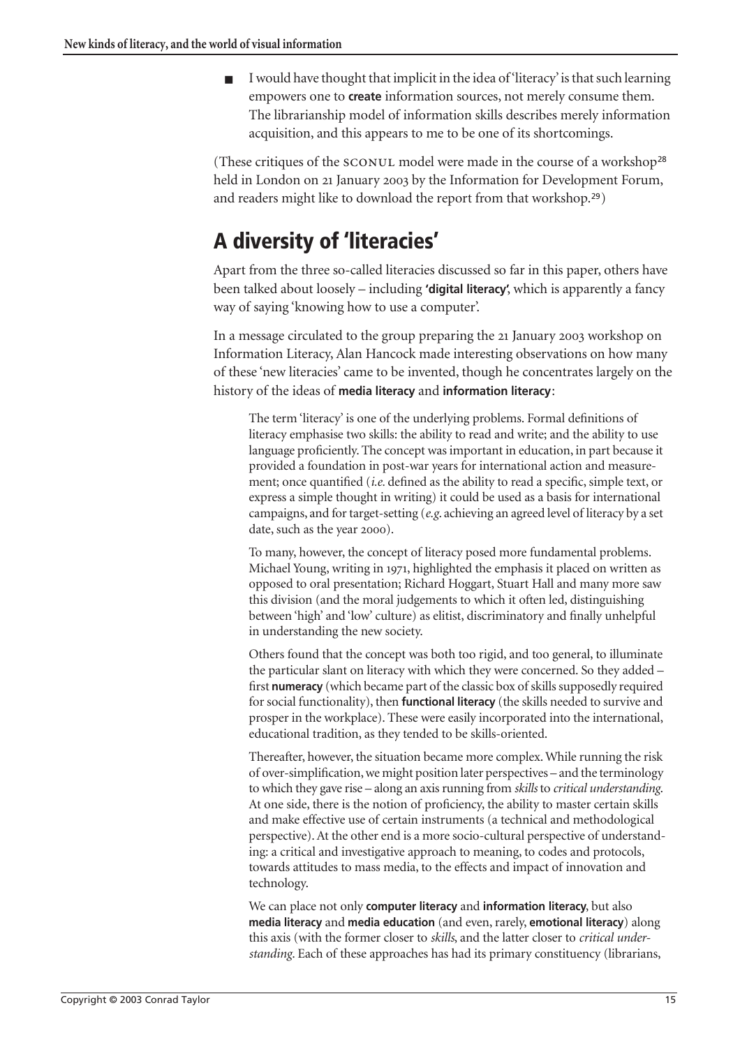- I would have thought that implicit in the idea of 'literacy' is that such learning empowers one to **create** information sources, not merely consume them. The librarianship model of information skills describes merely information acquisition, and this appears to me to be one of its shortcomings.

(These critiques of the SCONUL model were made in the course of a workshop[28] held in London on 21 January 2003 by the Information for Development Forum, and readers might like to download the report from that workshop.[29])

## A diversity of 'literacies'

Apart from the three so-called literacies discussed so far in this paper, others have been talked about loosely – including **'digital literacy'**, which is apparently a fancy way of saying 'knowing how to use a computer'.

In a message circulated to the group preparing the 21 January 2003 workshop on Information Literacy, Alan Hancock made interesting observations on how many of these 'new literacies' came to be invented, though he concentrates largely on the history of the ideas of **media literacy** and **information literacy**:

> The term 'literacy' is one of the underlying problems. Formal definitions of literacy emphasise two skills: the ability to read and write; and the ability to use language proficiently. The concept was important in education, in part because it provided a foundation in post-war years for international action and measurement; once quantified (*i.e.* defined as the ability to read a specific, simple text, or express a simple thought in writing) it could be used as a basis for international campaigns, and for target-setting (*e.g.* achieving an agreed level of literacy by a set date, such as the year 2000).
>
> To many, however, the concept of literacy posed more fundamental problems. Michael Young, writing in 1971, highlighted the emphasis it placed on written as opposed to oral presentation; Richard Hoggart, Stuart Hall and many more saw this division (and the moral judgements to which it often led, distinguishing between 'high' and 'low' culture) as elitist, discriminatory and finally unhelpful in understanding the new society.
>
> Others found that the concept was both too rigid, and too general, to illuminate the particular slant on literacy with which they were concerned. So they added – first **numeracy** (which became part of the classic box of skills supposedly required for social functionality), then **functional literacy** (the skills needed to survive and prosper in the workplace). These were easily incorporated into the international, educational tradition, as they tended to be skills-oriented.
>
> Thereafter, however, the situation became more complex. While running the risk of over-simplification, we might position later perspectives – and the terminology to which they gave rise – along an axis running from *skills* to *critical understanding*. At one side, there is the notion of proficiency, the ability to master certain skills and make effective use of certain instruments (a technical and methodological perspective). At the other end is a more socio-cultural perspective of understanding: a critical and investigative approach to meaning, to codes and protocols, towards attitudes to mass media, to the effects and impact of innovation and technology.
>
> We can place not only **computer literacy** and **information literacy**, but also **media literacy** and **media education** (and even, rarely, **emotional literacy**) along this axis (with the former closer to *skills*, and the latter closer to *critical understanding*. Each of these approaches has had its primary constituency (librarians,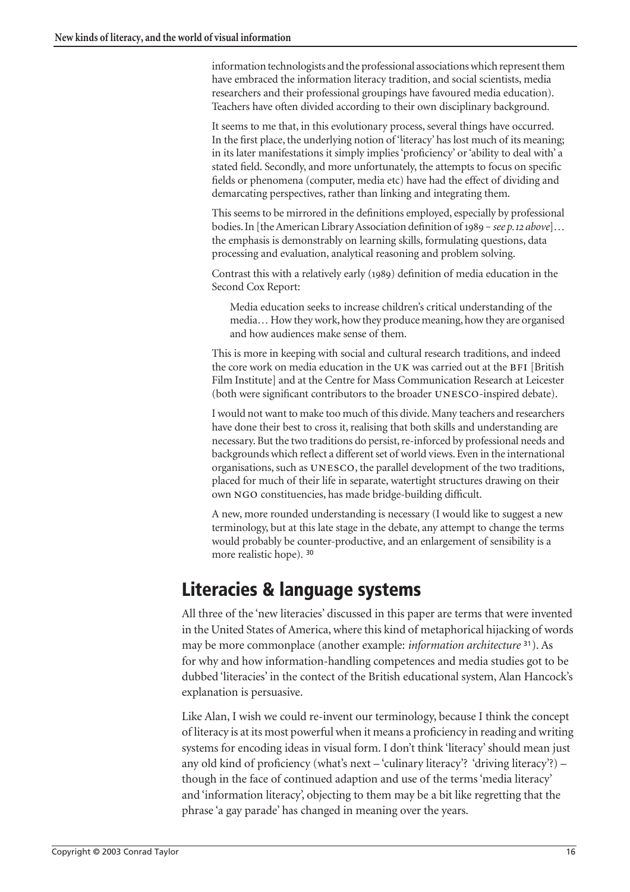information technologists and the professional associations which represent them have embraced the information literacy tradition, and social scientists, media researchers and their professional groupings have favoured media education). Teachers have often divided according to their own disciplinary background.

It seems to me that, in this evolutionary process, several things have occurred. In the first place, the underlying notion of 'literacy' has lost much of its meaning; in its later manifestations it simply implies 'proficiency' or 'ability to deal with' a stated field. Secondly, and more unfortunately, the attempts to focus on specific fields or phenomena (computer, media etc) have had the effect of dividing and demarcating perspectives, rather than linking and integrating them.

This seems to be mirrored in the definitions employed, especially by professional bodies. In [the American Library Association definition of 1989 – *see p. 12 above*]… the emphasis is demonstrably on learning skills, formulating questions, data processing and evaluation, analytical reasoning and problem solving.

Contrast this with a relatively early (1989) definition of media education in the Second Cox Report:

> Media education seeks to increase children's critical understanding of the media… How they work, how they produce meaning, how they are organised and how audiences make sense of them.

This is more in keeping with social and cultural research traditions, and indeed the core work on media education in the UK was carried out at the BFI [British Film Institute] and at the Centre for Mass Communication Research at Leicester (both were significant contributors to the broader UNESCO-inspired debate).

I would not want to make too much of this divide. Many teachers and researchers have done their best to cross it, realising that both skills and understanding are necessary. But the two traditions do persist, re-inforced by professional needs and backgrounds which reflect a different set of world views. Even in the international organisations, such as UNESCO, the parallel development of the two traditions, placed for much of their life in separate, watertight structures drawing on their own NGO constituencies, has made bridge-building difficult.

A new, more rounded understanding is necessary (I would like to suggest a new terminology, but at this late stage in the debate, any attempt to change the terms would probably be counter-productive, and an enlargement of sensibility is a more realistic hope). [30]

## Literacies & language systems

All three of the 'new literacies' discussed in this paper are terms that were invented in the United States of America, where this kind of metaphorical hijacking of words may be more commonplace (another example: *information architecture* [31]). As for why and how information-handling competences and media studies got to be dubbed 'literacies' in the contect of the British educational system, Alan Hancock's explanation is persuasive.

Like Alan, I wish we could re-invent our terminology, because I think the concept of literacy is at its most powerful when it means a proficiency in reading and writing systems for encoding ideas in visual form. I don't think 'literacy' should mean just any old kind of proficiency (what's next – 'culinary literacy'? 'driving literacy'?) – though in the face of continued adaption and use of the terms 'media literacy' and 'information literacy', objecting to them may be a bit like regretting that the phrase 'a gay parade' has changed in meaning over the years.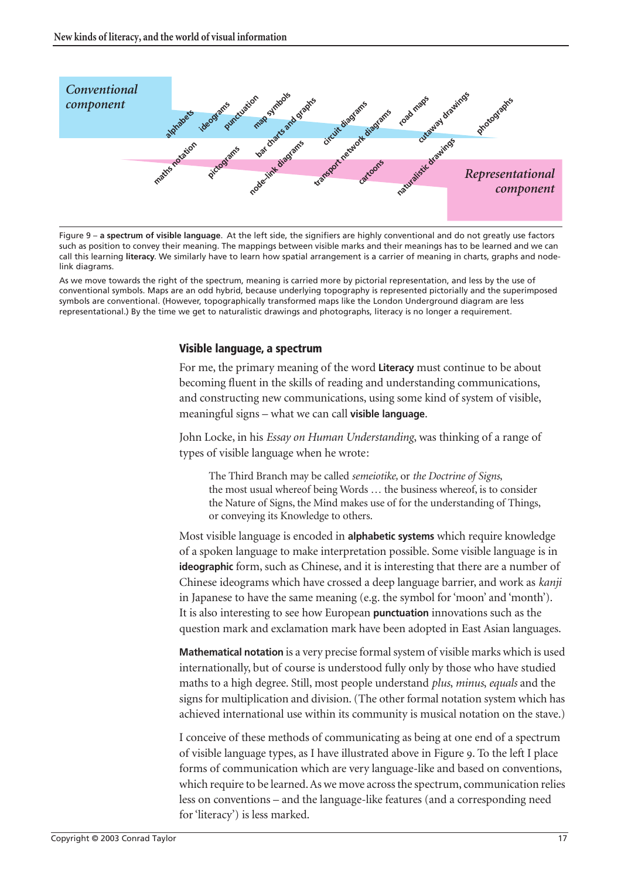Conventional component

alphabets ideograms punctuation map symbols bar charts and graphs circuit diagrams transport network diagrams road maps cutaway drawings photographs

maths notation pictograms node–link diagrams cartoons naturalistic drawings

Representational component

Figure 9 – **a spectrum of visible language**. At the left side, the signifiers are highly conventional and do not greatly use factors such as position to convey their meaning. The mappings between visible marks and their meanings has to be learned and we can call this learning **literacy**. We similarly have to learn how spatial arrangement is a carrier of meaning in charts, graphs and node-link diagrams.

As we move towards the right of the spectrum, meaning is carried more by pictorial representation, and less by the use of conventional symbols. Maps are an odd hybrid, because underlying topography is represented pictorially and the superimposed symbols are conventional. (However, topographically transformed maps like the London Underground diagram are less representational.) By the time we get to naturalistic drawings and photographs, literacy is no longer a requirement.

## Visible language, a spectrum

For me, the primary meaning of the word **Literacy** must continue to be about becoming fluent in the skills of reading and understanding communications, and constructing new communications, using some kind of system of visible, meaningful signs – what we can call **visible language**.

John Locke, in his *Essay on Human Understanding*, was thinking of a range of types of visible language when he wrote:

> The Third Branch may be called *semeiotike,* or *the Doctrine of Signs,* the most usual whereof being Words … the business whereof, is to consider the Nature of Signs, the Mind makes use of for the understanding of Things, or conveying its Knowledge to others.

Most visible language is encoded in **alphabetic systems** which require knowledge of a spoken language to make interpretation possible. Some visible language is in **ideographic** form, such as Chinese, and it is interesting that there are a number of Chinese ideograms which have crossed a deep language barrier, and work as *kanji* in Japanese to have the same meaning (e.g. the symbol for 'moon' and 'month'). It is also interesting to see how European **punctuation** innovations such as the question mark and exclamation mark have been adopted in East Asian languages.

**Mathematical notation** is a very precise formal system of visible marks which is used internationally, but of course is understood fully only by those who have studied maths to a high degree. Still, most people understand *plus, minus, equals* and the signs for multiplication and division. (The other formal notation system which has achieved international use within its community is musical notation on the stave.)

I conceive of these methods of communicating as being at one end of a spectrum of visible language types, as I have illustrated above in Figure 9. To the left I place forms of communication which are very language-like and based on conventions, which require to be learned. As we move across the spectrum, communication relies less on conventions – and the language-like features (and a corresponding need for 'literacy') is less marked.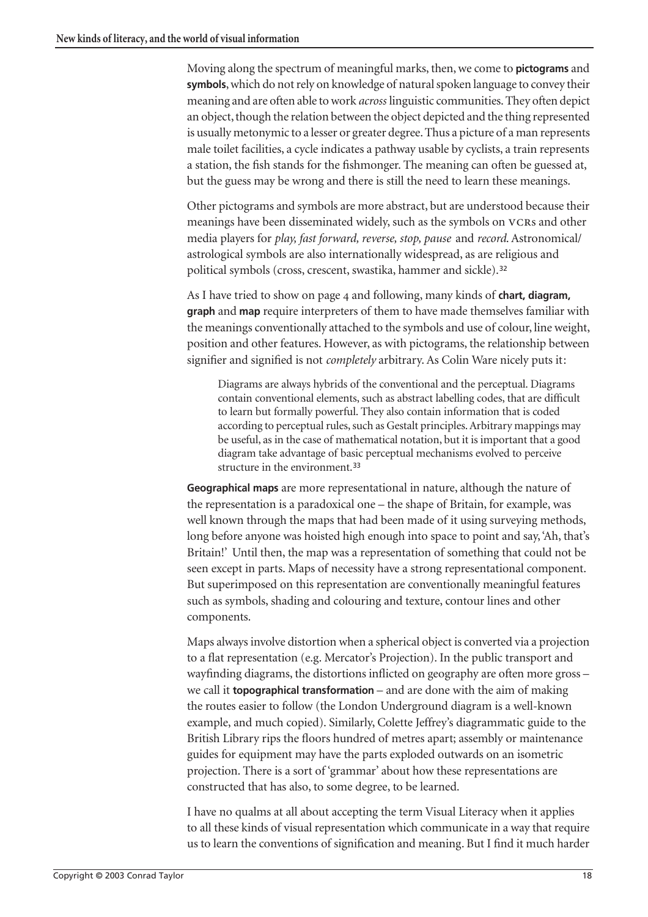Moving along the spectrum of meaningful marks, then, we come to **pictograms** and **symbols**, which do not rely on knowledge of natural spoken language to convey their meaning and are often able to work *across* linguistic communities. They often depict an object, though the relation between the object depicted and the thing represented is usually metonymic to a lesser or greater degree. Thus a picture of a man represents male toilet facilities, a cycle indicates a pathway usable by cyclists, a train represents a station, the fish stands for the fishmonger. The meaning can often be guessed at, but the guess may be wrong and there is still the need to learn these meanings.

Other pictograms and symbols are more abstract, but are understood because their meanings have been disseminated widely, such as the symbols on VCRs and other media players for *play, fast forward, reverse, stop, pause* and *record*. Astronomical/astrological symbols are also internationally widespread, as are religious and political symbols (cross, crescent, swastika, hammer and sickle).[32]

As I have tried to show on page 4 and following, many kinds of **chart, diagram, graph** and **map** require interpreters of them to have made themselves familiar with the meanings conventionally attached to the symbols and use of colour, line weight, position and other features. However, as with pictograms, the relationship between signifier and signified is not *completely* arbitrary. As Colin Ware nicely puts it:

> Diagrams are always hybrids of the conventional and the perceptual. Diagrams contain conventional elements, such as abstract labelling codes, that are difficult to learn but formally powerful. They also contain information that is coded according to perceptual rules, such as Gestalt principles. Arbitrary mappings may be useful, as in the case of mathematical notation, but it is important that a good diagram take advantage of basic perceptual mechanisms evolved to perceive structure in the environment.[33]

**Geographical maps** are more representational in nature, although the nature of the representation is a paradoxical one – the shape of Britain, for example, was well known through the maps that had been made of it using surveying methods, long before anyone was hoisted high enough into space to point and say, 'Ah, that's Britain!' Until then, the map was a representation of something that could not be seen except in parts. Maps of necessity have a strong representational component. But superimposed on this representation are conventionally meaningful features such as symbols, shading and colouring and texture, contour lines and other components.

Maps always involve distortion when a spherical object is converted via a projection to a flat representation (e.g. Mercator's Projection). In the public transport and wayfinding diagrams, the distortions inflicted on geography are often more gross – we call it **topographical transformation** – and are done with the aim of making the routes easier to follow (the London Underground diagram is a well-known example, and much copied). Similarly, Colette Jeffrey's diagrammatic guide to the British Library rips the floors hundred of metres apart; assembly or maintenance guides for equipment may have the parts exploded outwards on an isometric projection. There is a sort of 'grammar' about how these representations are constructed that has also, to some degree, to be learned.

I have no qualms at all about accepting the term Visual Literacy when it applies to all these kinds of visual representation which communicate in a way that require us to learn the conventions of signification and meaning. But I find it much harder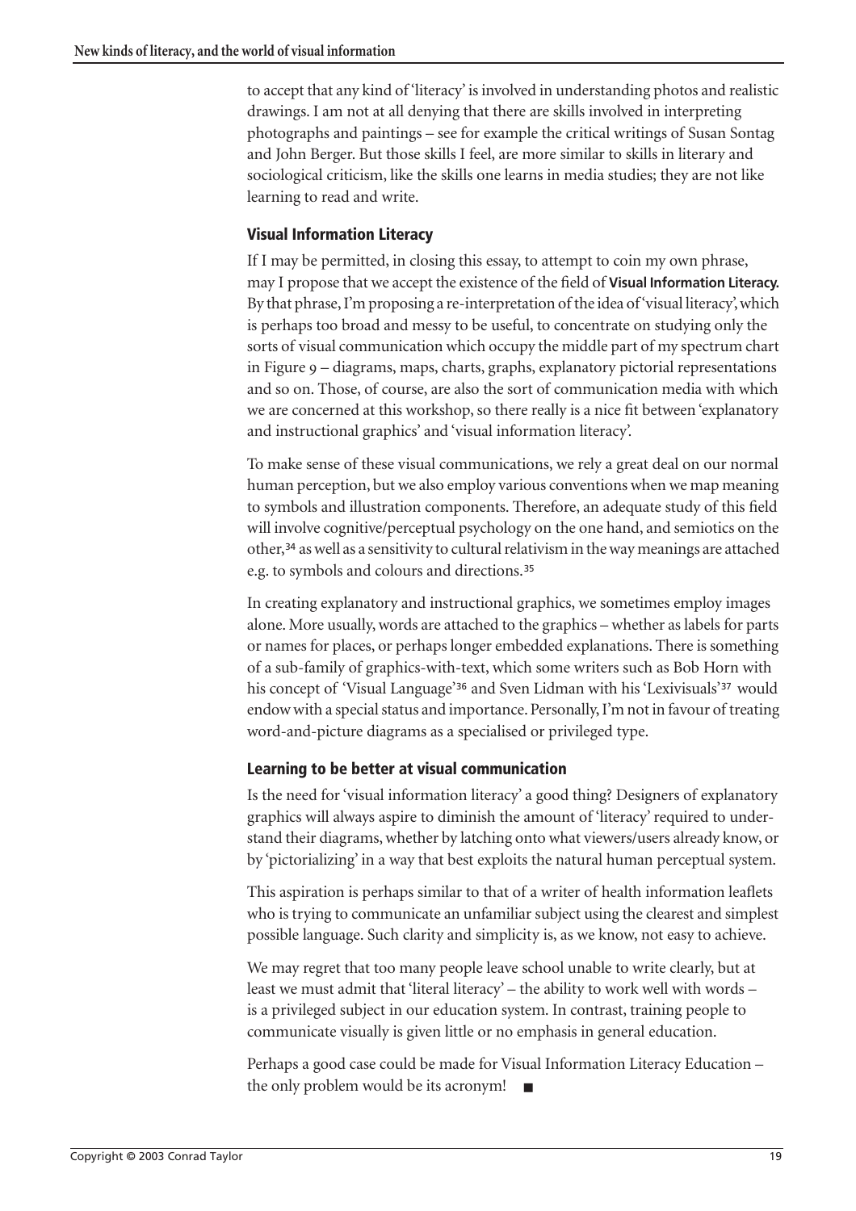to accept that any kind of 'literacy' is involved in understanding photos and realistic drawings. I am not at all denying that there are skills involved in interpreting photographs and paintings – see for example the critical writings of Susan Sontag and John Berger. But those skills I feel, are more similar to skills in literary and sociological criticism, like the skills one learns in media studies; they are not like learning to read and write.

## Visual Information Literacy

If I may be permitted, in closing this essay, to attempt to coin my own phrase, may I propose that we accept the existence of the field of **Visual Information Literacy.** By that phrase, I'm proposing a re-interpretation of the idea of 'visual literacy', which is perhaps too broad and messy to be useful, to concentrate on studying only the sorts of visual communication which occupy the middle part of my spectrum chart in Figure 9 – diagrams, maps, charts, graphs, explanatory pictorial representations and so on. Those, of course, are also the sort of communication media with which we are concerned at this workshop, so there really is a nice fit between 'explanatory and instructional graphics' and 'visual information literacy'.

To make sense of these visual communications, we rely a great deal on our normal human perception, but we also employ various conventions when we map meaning to symbols and illustration components. Therefore, an adequate study of this field will involve cognitive/perceptual psychology on the one hand, and semiotics on the other,[34] as well as a sensitivity to cultural relativism in the way meanings are attached e.g. to symbols and colours and directions.[35]

In creating explanatory and instructional graphics, we sometimes employ images alone. More usually, words are attached to the graphics – whether as labels for parts or names for places, or perhaps longer embedded explanations. There is something of a sub-family of graphics-with-text, which some writers such as Bob Horn with his concept of 'Visual Language'[36] and Sven Lidman with his 'Lexivisuals'[37] would endow with a special status and importance. Personally, I'm not in favour of treating word-and-picture diagrams as a specialised or privileged type.

## Learning to be better at visual communication

Is the need for 'visual information literacy' a good thing? Designers of explanatory graphics will always aspire to diminish the amount of 'literacy' required to understand their diagrams, whether by latching onto what viewers/users already know, or by 'pictorializing' in a way that best exploits the natural human perceptual system.

This aspiration is perhaps similar to that of a writer of health information leaflets who is trying to communicate an unfamiliar subject using the clearest and simplest possible language. Such clarity and simplicity is, as we know, not easy to achieve.

We may regret that too many people leave school unable to write clearly, but at least we must admit that 'literal literacy' – the ability to work well with words – is a privileged subject in our education system. In contrast, training people to communicate visually is given little or no emphasis in general education.

Perhaps a good case could be made for Visual Information Literacy Education – the only problem would be its acronym! ■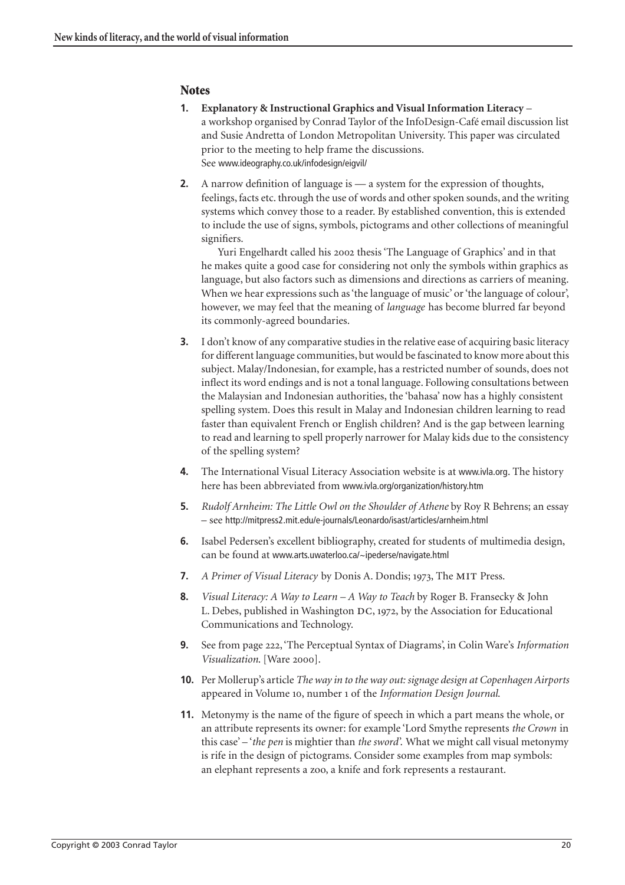## Notes

1. **Explanatory & Instructional Graphics and Visual Information Literacy** – a workshop organised by Conrad Taylor of the InfoDesign-Café email discussion list and Susie Andretta of London Metropolitan University. This paper was circulated prior to the meeting to help frame the discussions. See www.ideography.co.uk/infodesign/eigvil/

2. A narrow definition of language is — a system for the expression of thoughts, feelings, facts etc. through the use of words and other spoken sounds, and the writing systems which convey those to a reader. By established convention, this is extended to include the use of signs, symbols, pictograms and other collections of meaningful signifiers.

   Yuri Engelhardt called his 2002 thesis 'The Language of Graphics' and in that he makes quite a good case for considering not only the symbols within graphics as language, but also factors such as dimensions and directions as carriers of meaning. When we hear expressions such as 'the language of music' or 'the language of colour', however, we may feel that the meaning of *language* has become blurred far beyond its commonly-agreed boundaries.

3. I don't know of any comparative studies in the relative ease of acquiring basic literacy for different language communities, but would be fascinated to know more about this subject. Malay/Indonesian, for example, has a restricted number of sounds, does not inflect its word endings and is not a tonal language. Following consultations between the Malaysian and Indonesian authorities, the 'bahasa' now has a highly consistent spelling system. Does this result in Malay and Indonesian children learning to read faster than equivalent French or English children? And is the gap between learning to read and learning to spell properly narrower for Malay kids due to the consistency of the spelling system?

4. The International Visual Literacy Association website is at www.ivla.org. The history here has been abbreviated from www.ivla.org/organization/history.htm

5. *Rudolf Arnheim: The Little Owl on the Shoulder of Athene* by Roy R Behrens; an essay – see http://mitpress2.mit.edu/e-journals/Leonardo/isast/articles/arnheim.html

6. Isabel Pedersen's excellent bibliography, created for students of multimedia design, can be found at www.arts.uwaterloo.ca/~ipederse/navigate.html

7. *A Primer of Visual Literacy* by Donis A. Dondis; 1973, The MIT Press.

8. *Visual Literacy: A Way to Learn – A Way to Teach* by Roger B. Fransecky & John L. Debes, published in Washington DC, 1972, by the Association for Educational Communications and Technology.

9. See from page 222, 'The Perceptual Syntax of Diagrams', in Colin Ware's *Information Visualization*. [Ware 2000].

10. Per Mollerup's article *The way in to the way out: signage design at Copenhagen Airports* appeared in Volume 10, number 1 of the *Information Design Journal*.

11. Metonymy is the name of the figure of speech in which a part means the whole, or an attribute represents its owner: for example 'Lord Smythe represents *the Crown* in this case' – '*the pen* is mightier than *the sword*'. What we might call visual metonymy is rife in the design of pictograms. Consider some examples from map symbols: an elephant represents a zoo, a knife and fork represents a restaurant.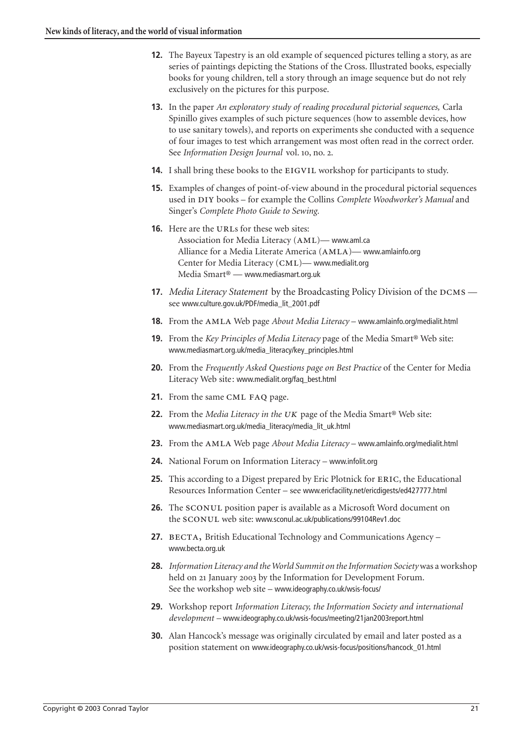12. The Bayeux Tapestry is an old example of sequenced pictures telling a story, as are series of paintings depicting the Stations of the Cross. Illustrated books, especially books for young children, tell a story through an image sequence but do not rely exclusively on the pictures for this purpose.

13. In the paper *An exploratory study of reading procedural pictorial sequences,* Carla Spinillo gives examples of such picture sequences (how to assemble devices, how to use sanitary towels), and reports on experiments she conducted with a sequence of four images to test which arrangement was most often read in the correct order. See *Information Design Journal* vol. 10, no. 2.

14. I shall bring these books to the EIGVIL workshop for participants to study.

15. Examples of changes of point-of-view abound in the procedural pictorial sequences used in DIY books – for example the Collins *Complete Woodworker's Manual* and Singer's *Complete Photo Guide to Sewing.*

16. Here are the URLs for these web sites:
    Association for Media Literacy (AML)— www.aml.ca
    Alliance for a Media Literate America (AMLA)— www.amlainfo.org
    Center for Media Literacy (CML)— www.medialit.org
    Media Smart® — www.mediasmart.org.uk

17. *Media Literacy Statement* by the Broadcasting Policy Division of the DCMS — see www.culture.gov.uk/PDF/media_lit_2001.pdf

18. From the AMLA Web page *About Media Literacy* – www.amlainfo.org/medialit.html

19. From the *Key Principles of Media Literacy* page of the Media Smart® Web site: www.mediasmart.org.uk/media_literacy/key_principles.html

20. From the *Frequently Asked Questions page on Best Practice* of the Center for Media Literacy Web site: www.medialit.org/faq_best.html

21. From the same CML FAQ page.

22. From the *Media Literacy in the UK* page of the Media Smart® Web site: www.mediasmart.org.uk/media_literacy/media_lit_uk.html

23. From the AMLA Web page *About Media Literacy* – www.amlainfo.org/medialit.html

24. National Forum on Information Literacy – www.infolit.org

25. This according to a Digest prepared by Eric Plotnick for ERIC, the Educational Resources Information Center – see www.ericfacility.net/ericdigests/ed427777.html

26. The SCONUL position paper is available as a Microsoft Word document on the SCONUL web site: www.sconul.ac.uk/publications/99104Rev1.doc

27. BECTA, British Educational Technology and Communications Agency – www.becta.org.uk

28. *Information Literacy and the World Summit on the Information Society* was a workshop held on 21 January 2003 by the Information for Development Forum. See the workshop web site – www.ideography.co.uk/wsis-focus/

29. Workshop report *Information Literacy, the Information Society and international development* – www.ideography.co.uk/wsis-focus/meeting/21jan2003report.html

30. Alan Hancock's message was originally circulated by email and later posted as a position statement on www.ideography.co.uk/wsis-focus/positions/hancock_01.html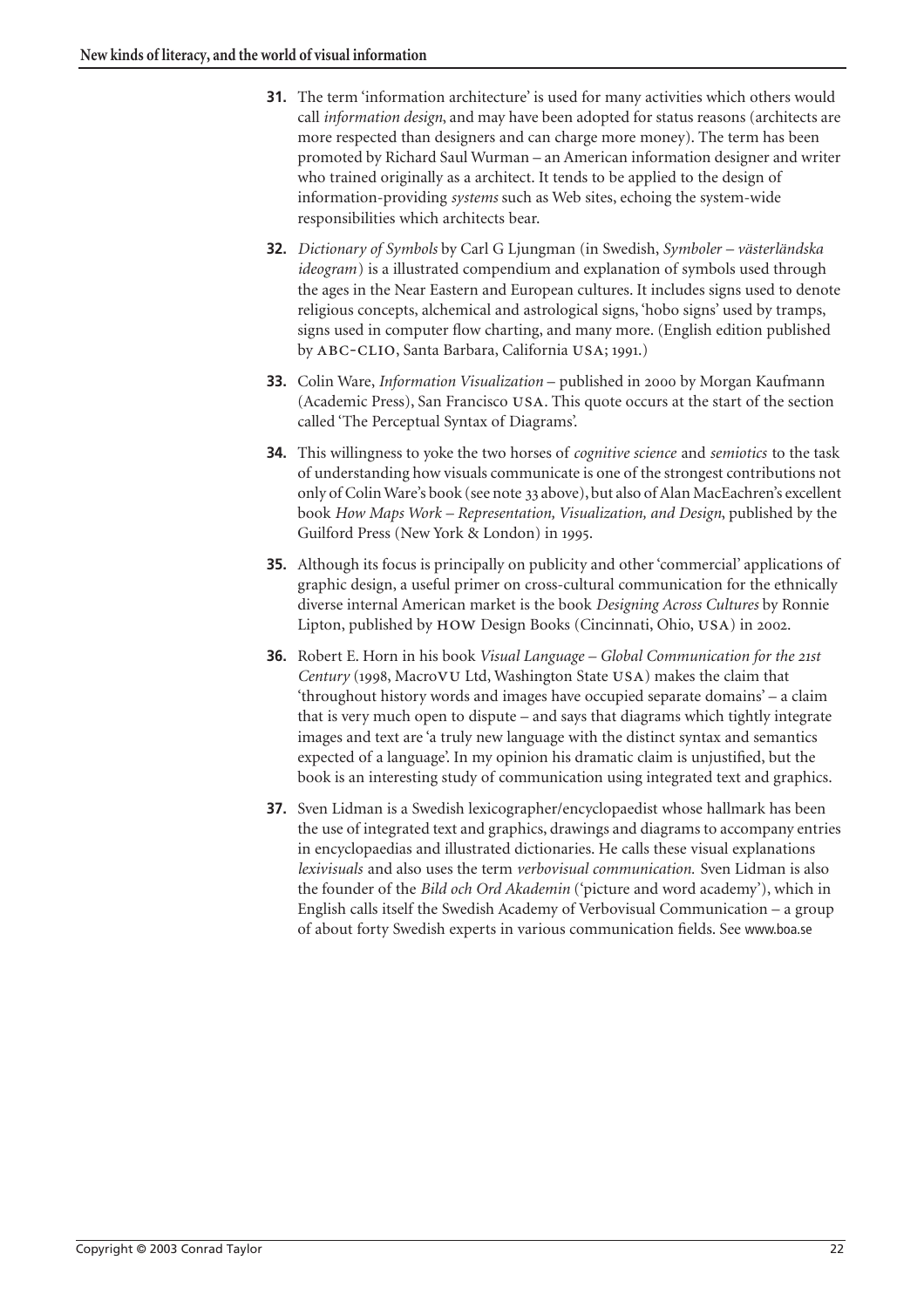31. The term 'information architecture' is used for many activities which others would call *information design*, and may have been adopted for status reasons (architects are more respected than designers and can charge more money). The term has been promoted by Richard Saul Wurman – an American information designer and writer who trained originally as a architect. It tends to be applied to the design of information-providing *systems* such as Web sites, echoing the system-wide responsibilities which architects bear.

32. *Dictionary of Symbols* by Carl G Ljungman (in Swedish, *Symboler – västerländska ideogram*) is a illustrated compendium and explanation of symbols used through the ages in the Near Eastern and European cultures. It includes signs used to denote religious concepts, alchemical and astrological signs, 'hobo signs' used by tramps, signs used in computer flow charting, and many more. (English edition published by ABC-CLIO, Santa Barbara, California USA; 1991.)

33. Colin Ware, *Information Visualization* – published in 2000 by Morgan Kaufmann (Academic Press), San Francisco USA. This quote occurs at the start of the section called 'The Perceptual Syntax of Diagrams'.

34. This willingness to yoke the two horses of *cognitive science* and *semiotics* to the task of understanding how visuals communicate is one of the strongest contributions not only of Colin Ware's book (see note 33 above), but also of Alan MacEachren's excellent book *How Maps Work – Representation, Visualization, and Design*, published by the Guilford Press (New York & London) in 1995.

35. Although its focus is principally on publicity and other 'commercial' applications of graphic design, a useful primer on cross-cultural communication for the ethnically diverse internal American market is the book *Designing Across Cultures* by Ronnie Lipton, published by HOW Design Books (Cincinnati, Ohio, USA) in 2002.

36. Robert E. Horn in his book *Visual Language – Global Communication for the 21st Century* (1998, MacroVU Ltd, Washington State USA) makes the claim that 'throughout history words and images have occupied separate domains' – a claim that is very much open to dispute – and says that diagrams which tightly integrate images and text are 'a truly new language with the distinct syntax and semantics expected of a language'. In my opinion his dramatic claim is unjustified, but the book is an interesting study of communication using integrated text and graphics.

37. Sven Lidman is a Swedish lexicographer/encyclopaedist whose hallmark has been the use of integrated text and graphics, drawings and diagrams to accompany entries in encyclopaedias and illustrated dictionaries. He calls these visual explanations *lexivisuals* and also uses the term *verbovisual communication.* Sven Lidman is also the founder of the *Bild och Ord Akademin* ('picture and word academy'), which in English calls itself the Swedish Academy of Verbovisual Communication – a group of about forty Swedish experts in various communication fields. See www.boa.se